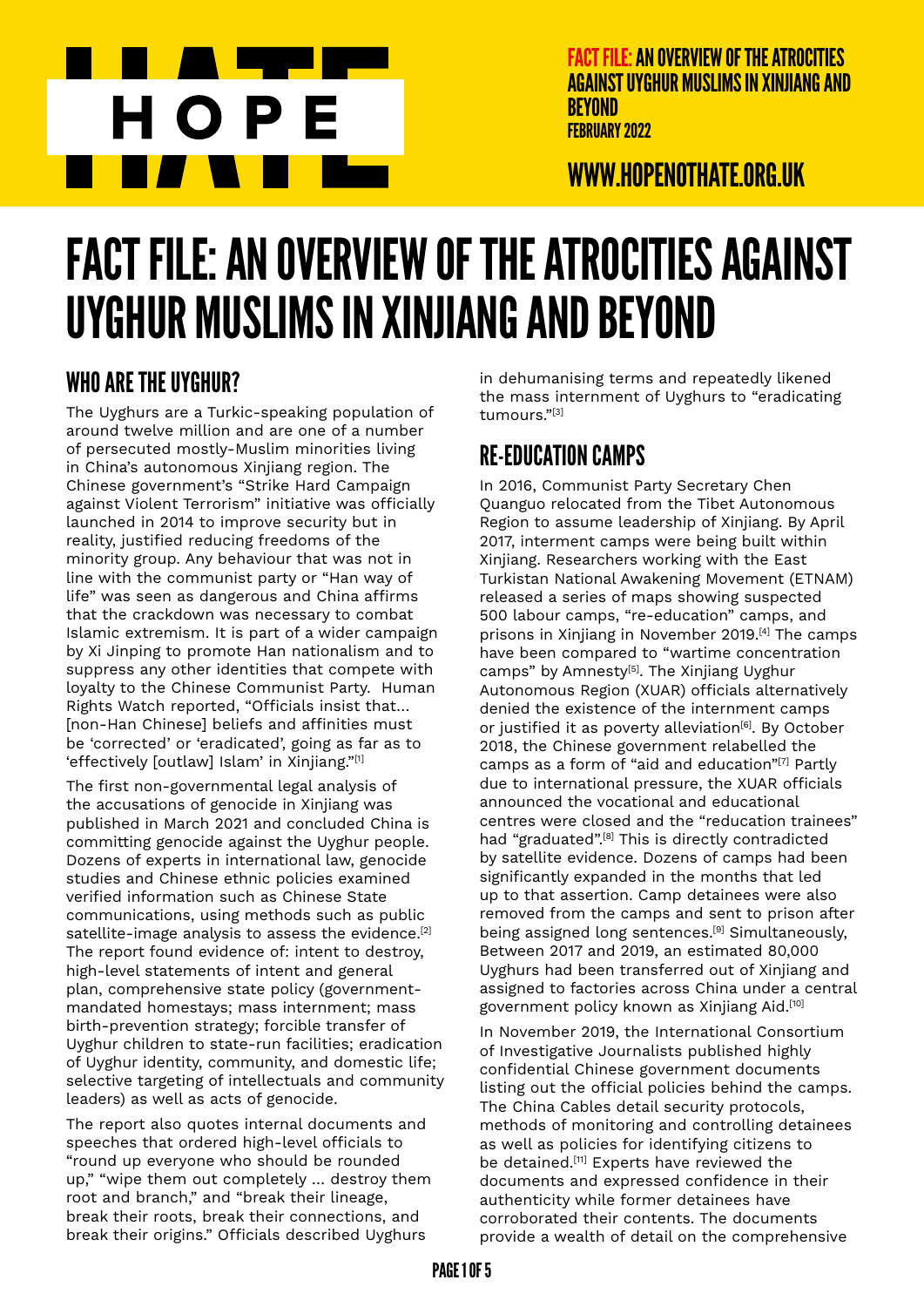# FACT FILE: AN OVERVIEW OF THE ATROCITIES AGAINST UYGHUR MUSLIMS IN XINJIANG AND BEYOND

## WHO ARE THE UYGHUR?

The Uyghurs are a Turkic-speaking population of around twelve million and are one of a number of persecuted mostly-Muslim minorities living in China's autonomous Xinjiang region. The Chinese government's "Strike Hard Campaign against Violent Terrorism" initiative was officially launched in 2014 to improve security but in reality, justified reducing freedoms of the minority group. Any behaviour that was not in line with the communist party or "Han way of life" was seen as dangerous and China affirms that the crackdown was necessary to combat Islamic extremism. It is part of a wider campaign by Xi Jinping to promote Han nationalism and to suppress any other identities that compete with loyalty to the Chinese Communist Party. Human Rights Watch reported, "Officials insist that... [non-Han Chinese] beliefs and affinities must be 'corrected' or 'eradicated', going as far as to 'effectively [outlaw] Islam' in Xinjiang."[1]

The first non-governmental legal analysis of the accusations of genocide in Xinjiang was published in March 2021 and concluded China is committing genocide against the Uyghur people. Dozens of experts in international law, genocide studies and Chinese ethnic policies examined verified information such as Chinese State communications, using methods such as public satellite-image analysis to assess the evidence.[2] The report found evidence of: intent to destroy, high-level statements of intent and general plan, comprehensive state policy (government-mandated homestays; mass internment; mass birth-prevention strategy; forcible transfer of Uyghur children to state-run facilities; eradication of Uyghur identity, community, and domestic life; selective targeting of intellectuals and community leaders) as well as acts of genocide.

The report also quotes internal documents and speeches that ordered high-level officials to "round up everyone who should be rounded up," "wipe them out completely ... destroy them root and branch," and "break their lineage, break their roots, break their connections, and break their origins." Officials described Uyghurs in dehumanising terms and repeatedly likened the mass internment of Uyghurs to "eradicating tumours."[3]

## RE-EDUCATION CAMPS

In 2016, Communist Party Secretary Chen Quanguo relocated from the Tibet Autonomous Region to assume leadership of Xinjiang. By April 2017, interment camps were being built within Xinjiang. Researchers working with the East Turkistan National Awakening Movement (ETNAM) released a series of maps showing suspected 500 labour camps, "re-education" camps, and prisons in Xinjiang in November 2019.[4] The camps have been compared to "wartime concentration camps" by Amnesty[5]. The Xinjiang Uyghur Autonomous Region (XUAR) officials alternatively denied the existence of the internment camps or justified it as poverty alleviation[6]. By October 2018, the Chinese government relabelled the camps as a form of "aid and education"[7] Partly due to international pressure, the XUAR officials announced the vocational and educational centres were closed and the "reducation trainees" had "graduated".[8] This is directly contradicted by satellite evidence. Dozens of camps had been significantly expanded in the months that led up to that assertion. Camp detainees were also removed from the camps and sent to prison after being assigned long sentences.[9] Simultaneously, Between 2017 and 2019, an estimated 80,000 Uyghurs had been transferred out of Xinjiang and assigned to factories across China under a central government policy known as Xinjiang Aid.[10]

In November 2019, the International Consortium of Investigative Journalists published highly confidential Chinese government documents listing out the official policies behind the camps. The China Cables detail security protocols, methods of monitoring and controlling detainees as well as policies for identifying citizens to be detained.[11] Experts have reviewed the documents and expressed confidence in their authenticity while former detainees have corroborated their contents. The documents provide a wealth of detail on the comprehensive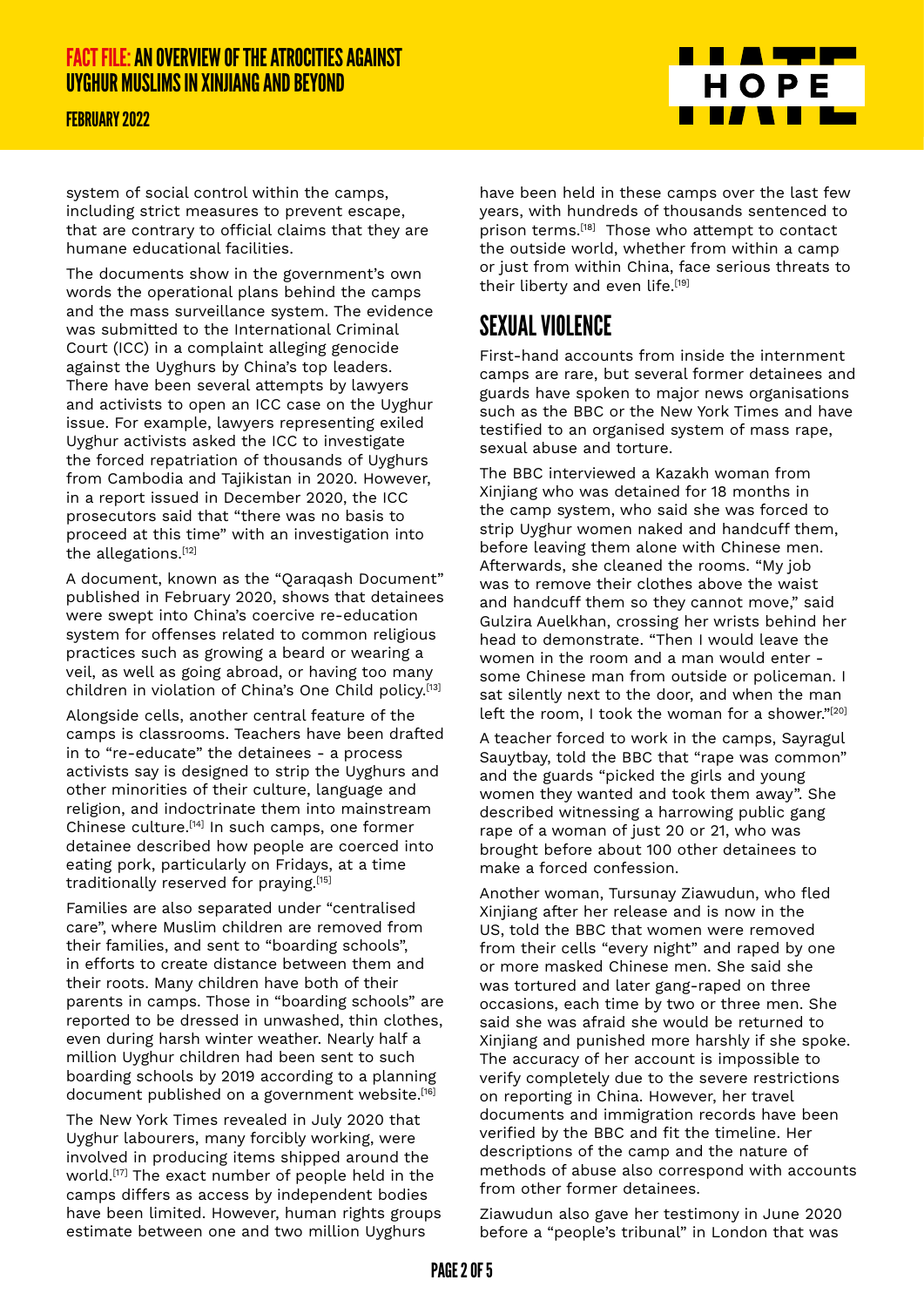system of social control within the camps, including strict measures to prevent escape, that are contrary to official claims that they are humane educational facilities.

The documents show in the government's own words the operational plans behind the camps and the mass surveillance system. The evidence was submitted to the International Criminal Court (ICC) in a complaint alleging genocide against the Uyghurs by China's top leaders. There have been several attempts by lawyers and activists to open an ICC case on the Uyghur issue. For example, lawyers representing exiled Uyghur activists asked the ICC to investigate the forced repatriation of thousands of Uyghurs from Cambodia and Tajikistan in 2020. However, in a report issued in December 2020, the ICC prosecutors said that "there was no basis to proceed at this time" with an investigation into the allegations.[12]

A document, known as the "Qaraqash Document" published in February 2020, shows that detainees were swept into China's coercive re-education system for offenses related to common religious practices such as growing a beard or wearing a veil, as well as going abroad, or having too many children in violation of China's One Child policy.[13]

Alongside cells, another central feature of the camps is classrooms. Teachers have been drafted in to "re-educate" the detainees - a process activists say is designed to strip the Uyghurs and other minorities of their culture, language and religion, and indoctrinate them into mainstream Chinese culture.[14] In such camps, one former detainee described how people are coerced into eating pork, particularly on Fridays, at a time traditionally reserved for praying.[15]

Families are also separated under "centralised care", where Muslim children are removed from their families, and sent to "boarding schools", in efforts to create distance between them and their roots. Many children have both of their parents in camps. Those in "boarding schools" are reported to be dressed in unwashed, thin clothes, even during harsh winter weather. Nearly half a million Uyghur children had been sent to such boarding schools by 2019 according to a planning document published on a government website.[16]

The New York Times revealed in July 2020 that Uyghur labourers, many forcibly working, were involved in producing items shipped around the world.[17] The exact number of people held in the camps differs as access by independent bodies have been limited. However, human rights groups estimate between one and two million Uyghurs have been held in these camps over the last few years, with hundreds of thousands sentenced to prison terms.[18] Those who attempt to contact the outside world, whether from within a camp or just from within China, face serious threats to their liberty and even life.[19]

## SEXUAL VIOLENCE

First-hand accounts from inside the internment camps are rare, but several former detainees and guards have spoken to major news organisations such as the BBC or the New York Times and have testified to an organised system of mass rape, sexual abuse and torture.

The BBC interviewed a Kazakh woman from Xinjiang who was detained for 18 months in the camp system, who said she was forced to strip Uyghur women naked and handcuff them, before leaving them alone with Chinese men. Afterwards, she cleaned the rooms. "My job was to remove their clothes above the waist and handcuff them so they cannot move," said Gulzira Auelkhan, crossing her wrists behind her head to demonstrate. "Then I would leave the women in the room and a man would enter - some Chinese man from outside or policeman. I sat silently next to the door, and when the man left the room, I took the woman for a shower."[20]

A teacher forced to work in the camps, Sayragul Sauytbay, told the BBC that "rape was common" and the guards "picked the girls and young women they wanted and took them away". She described witnessing a harrowing public gang rape of a woman of just 20 or 21, who was brought before about 100 other detainees to make a forced confession.

Another woman, Tursunay Ziawudun, who fled Xinjiang after her release and is now in the US, told the BBC that women were removed from their cells "every night" and raped by one or more masked Chinese men. She said she was tortured and later gang-raped on three occasions, each time by two or three men. She said she was afraid she would be returned to Xinjiang and punished more harshly if she spoke. The accuracy of her account is impossible to verify completely due to the severe restrictions on reporting in China. However, her travel documents and immigration records have been verified by the BBC and fit the timeline. Her descriptions of the camp and the nature of methods of abuse also correspond with accounts from other former detainees.

Ziawudun also gave her testimony in June 2020 before a "people's tribunal" in London that was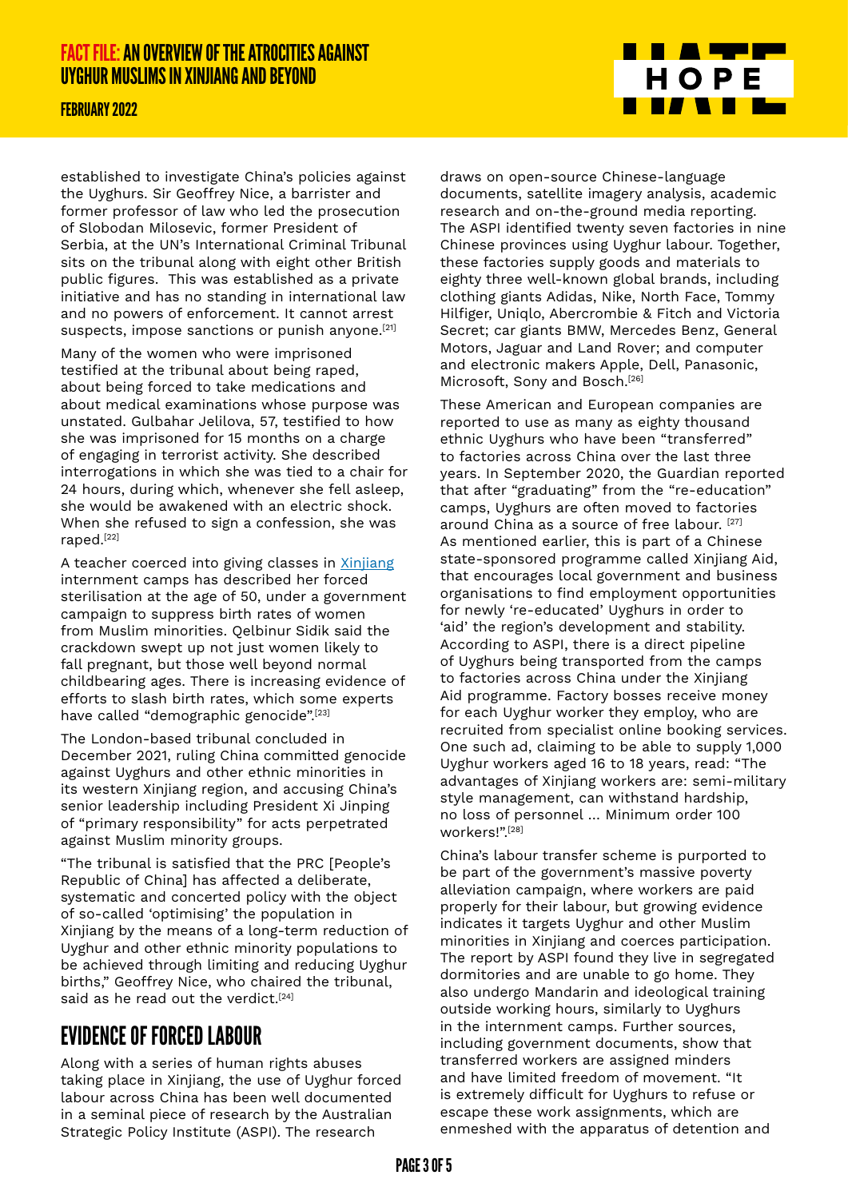established to investigate China's policies against the Uyghurs. Sir Geoffrey Nice, a barrister and former professor of law who led the prosecution of Slobodan Milosevic, former President of Serbia, at the UN's International Criminal Tribunal sits on the tribunal along with eight other British public figures. This was established as a private initiative and has no standing in international law and no powers of enforcement. It cannot arrest suspects, impose sanctions or punish anyone.[21]

Many of the women who were imprisoned testified at the tribunal about being raped, about being forced to take medications and about medical examinations whose purpose was unstated. Gulbahar Jelilova, 57, testified to how she was imprisoned for 15 months on a charge of engaging in terrorist activity. She described interrogations in which she was tied to a chair for 24 hours, during which, whenever she fell asleep, she would be awakened with an electric shock. When she refused to sign a confession, she was raped.[22]

A teacher coerced into giving classes in Xinjiang internment camps has described her forced sterilisation at the age of 50, under a government campaign to suppress birth rates of women from Muslim minorities. Qelbinur Sidik said the crackdown swept up not just women likely to fall pregnant, but those well beyond normal childbearing ages. There is increasing evidence of efforts to slash birth rates, which some experts have called "demographic genocide".[23]

The London-based tribunal concluded in December 2021, ruling China committed genocide against Uyghurs and other ethnic minorities in its western Xinjiang region, and accusing China's senior leadership including President Xi Jinping of "primary responsibility" for acts perpetrated against Muslim minority groups.

"The tribunal is satisfied that the PRC [People's Republic of China] has affected a deliberate, systematic and concerted policy with the object of so-called 'optimising' the population in Xinjiang by the means of a long-term reduction of Uyghur and other ethnic minority populations to be achieved through limiting and reducing Uyghur births," Geoffrey Nice, who chaired the tribunal, said as he read out the verdict.[24]

## EVIDENCE OF FORCED LABOUR

Along with a series of human rights abuses taking place in Xinjiang, the use of Uyghur forced labour across China has been well documented in a seminal piece of research by the Australian Strategic Policy Institute (ASPI). The research draws on open-source Chinese-language documents, satellite imagery analysis, academic research and on-the-ground media reporting. The ASPI identified twenty seven factories in nine Chinese provinces using Uyghur labour. Together, these factories supply goods and materials to eighty three well-known global brands, including clothing giants Adidas, Nike, North Face, Tommy Hilfiger, Uniqlo, Abercrombie & Fitch and Victoria Secret; car giants BMW, Mercedes Benz, General Motors, Jaguar and Land Rover; and computer and electronic makers Apple, Dell, Panasonic, Microsoft, Sony and Bosch.[26]

These American and European companies are reported to use as many as eighty thousand ethnic Uyghurs who have been "transferred" to factories across China over the last three years. In September 2020, the Guardian reported that after "graduating" from the "re-education" camps, Uyghurs are often moved to factories around China as a source of free labour. [27] As mentioned earlier, this is part of a Chinese state-sponsored programme called Xinjiang Aid, that encourages local government and business organisations to find employment opportunities for newly 're-educated' Uyghurs in order to 'aid' the region's development and stability. According to ASPI, there is a direct pipeline of Uyghurs being transported from the camps to factories across China under the Xinjiang Aid programme. Factory bosses receive money for each Uyghur worker they employ, who are recruited from specialist online booking services. One such ad, claiming to be able to supply 1,000 Uyghur workers aged 16 to 18 years, read: "The advantages of Xinjiang workers are: semi-military style management, can withstand hardship, no loss of personnel ... Minimum order 100 workers!".[28]

China's labour transfer scheme is purported to be part of the government's massive poverty alleviation campaign, where workers are paid properly for their labour, but growing evidence indicates it targets Uyghur and other Muslim minorities in Xinjiang and coerces participation. The report by ASPI found they live in segregated dormitories and are unable to go home. They also undergo Mandarin and ideological training outside working hours, similarly to Uyghurs in the internment camps. Further sources, including government documents, show that transferred workers are assigned minders and have limited freedom of movement. "It is extremely difficult for Uyghurs to refuse or escape these work assignments, which are enmeshed with the apparatus of detention and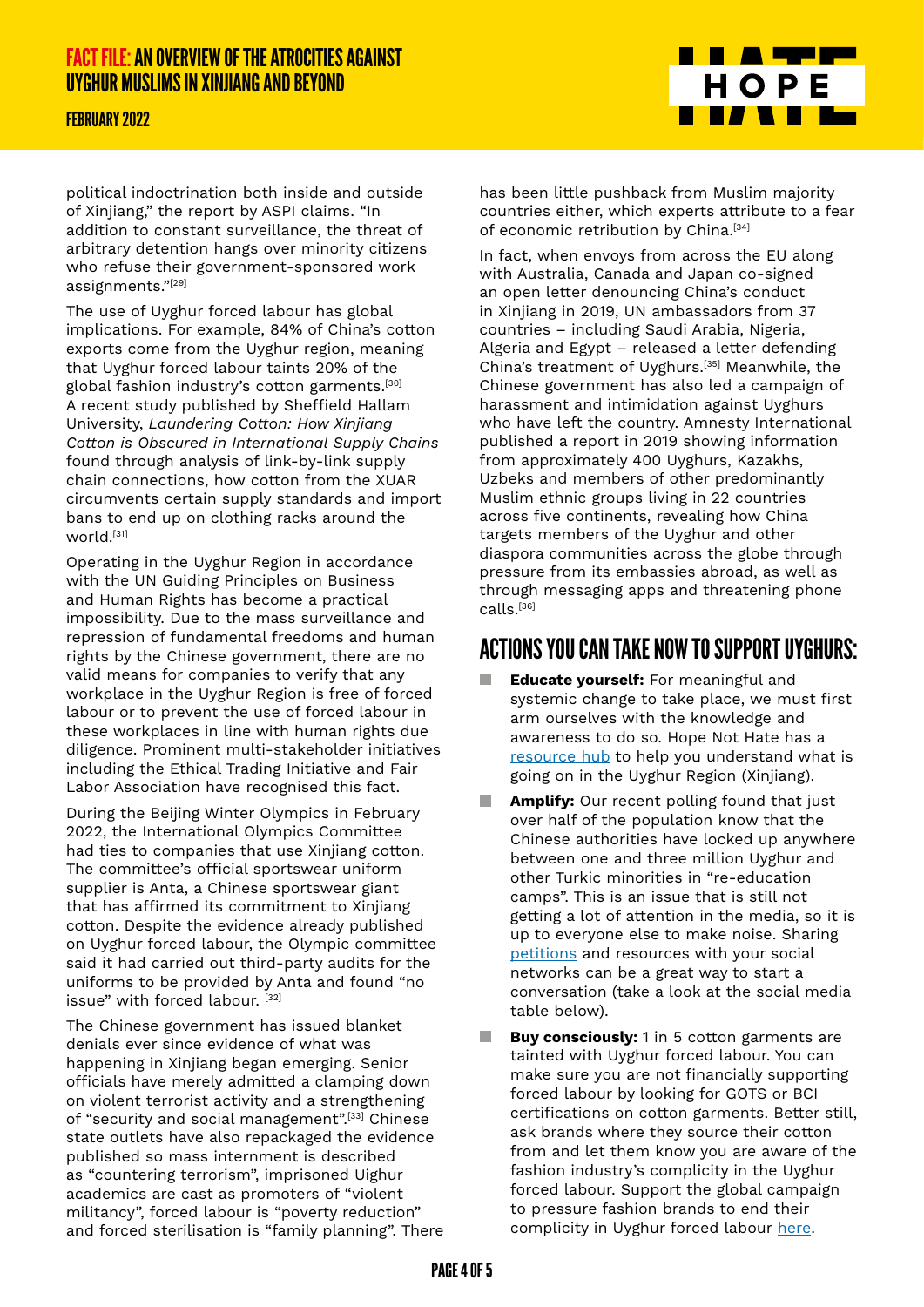political indoctrination both inside and outside of Xinjiang," the report by ASPI claims. "In addition to constant surveillance, the threat of arbitrary detention hangs over minority citizens who refuse their government-sponsored work assignments."[29]

The use of Uyghur forced labour has global implications. For example, 84% of China's cotton exports come from the Uyghur region, meaning that Uyghur forced labour taints 20% of the global fashion industry's cotton garments.[30] A recent study published by Sheffield Hallam University, *Laundering Cotton: How Xinjiang Cotton is Obscured in International Supply Chains* found through analysis of link-by-link supply chain connections, how cotton from the XUAR circumvents certain supply standards and import bans to end up on clothing racks around the world.[31]

Operating in the Uyghur Region in accordance with the UN Guiding Principles on Business and Human Rights has become a practical impossibility. Due to the mass surveillance and repression of fundamental freedoms and human rights by the Chinese government, there are no valid means for companies to verify that any workplace in the Uyghur Region is free of forced labour or to prevent the use of forced labour in these workplaces in line with human rights due diligence. Prominent multi-stakeholder initiatives including the Ethical Trading Initiative and Fair Labor Association have recognised this fact.

During the Beijing Winter Olympics in February 2022, the International Olympics Committee had ties to companies that use Xinjiang cotton. The committee's official sportswear uniform supplier is Anta, a Chinese sportswear giant that has affirmed its commitment to Xinjiang cotton. Despite the evidence already published on Uyghur forced labour, the Olympic committee said it had carried out third-party audits for the uniforms to be provided by Anta and found "no issue" with forced labour. [32]

The Chinese government has issued blanket denials ever since evidence of what was happening in Xinjiang began emerging. Senior officials have merely admitted a clamping down on violent terrorist activity and a strengthening of "security and social management".[33] Chinese state outlets have also repackaged the evidence published so mass internment is described as "countering terrorism", imprisoned Uighur academics are cast as promoters of "violent militancy", forced labour is "poverty reduction" and forced sterilisation is "family planning". There has been little pushback from Muslim majority countries either, which experts attribute to a fear of economic retribution by China.[34]

In fact, when envoys from across the EU along with Australia, Canada and Japan co-signed an open letter denouncing China's conduct in Xinjiang in 2019, UN ambassadors from 37 countries – including Saudi Arabia, Nigeria, Algeria and Egypt – released a letter defending China's treatment of Uyghurs.[35] Meanwhile, the Chinese government has also led a campaign of harassment and intimidation against Uyghurs who have left the country. Amnesty International published a report in 2019 showing information from approximately 400 Uyghurs, Kazakhs, Uzbeks and members of other predominantly Muslim ethnic groups living in 22 countries across five continents, revealing how China targets members of the Uyghur and other diaspora communities across the globe through pressure from its embassies abroad, as well as through messaging apps and threatening phone calls.[36]

## ACTIONS YOU CAN TAKE NOW TO SUPPORT UYGHURS:

- **Educate yourself:** For meaningful and systemic change to take place, we must first arm ourselves with the knowledge and awareness to do so. Hope Not Hate has a resource hub to help you understand what is going on in the Uyghur Region (Xinjiang).
- **Amplify:** Our recent polling found that just over half of the population know that the Chinese authorities have locked up anywhere between one and three million Uyghur and other Turkic minorities in "re-education camps". This is an issue that is still not getting a lot of attention in the media, so it is up to everyone else to make noise. Sharing petitions and resources with your social networks can be a great way to start a conversation (take a look at the social media table below).
- **Buy consciously:** 1 in 5 cotton garments are tainted with Uyghur forced labour. You can make sure you are not financially supporting forced labour by looking for GOTS or BCI certifications on cotton garments. Better still, ask brands where they source their cotton from and let them know you are aware of the fashion industry's complicity in the Uyghur forced labour. Support the global campaign to pressure fashion brands to end their complicity in Uyghur forced labour here.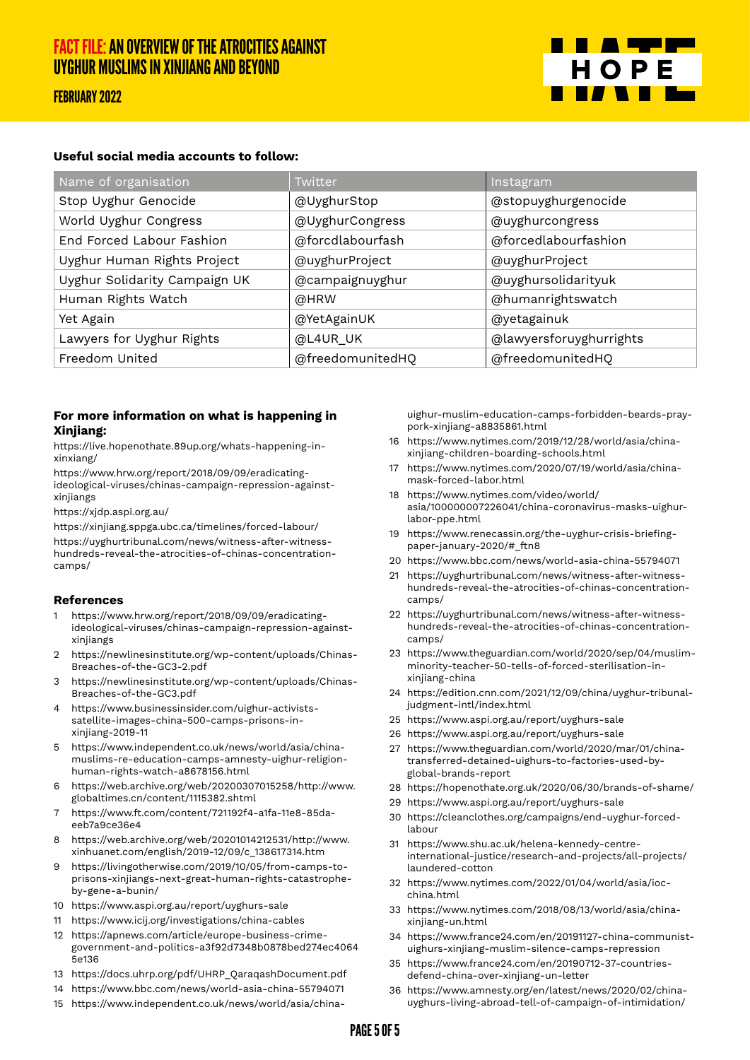## Useful social media accounts to follow:

| Name of organisation | Twitter | Instagram |
|---|---|---|
| Stop Uyghur Genocide | @UyghurStop | @stopuyghurgenocide |
| World Uyghur Congress | @UyghurCongress | @uyghurcongress |
| End Forced Labour Fashion | @forcdlabourfash | @forcedlabourfashion |
| Uyghur Human Rights Project | @uyghurProject | @uyghurProject |
| Uyghur Solidarity Campaign UK | @campaignuyghur | @uyghursolidarityuk |
| Human Rights Watch | @HRW | @humanrightswatch |
| Yet Again | @YetAgainUK | @yetagainuk |
| Lawyers for Uyghur Rights | @L4UR_UK | @lawyersforuyghurrights |
| Freedom United | @freedomunitedHQ | @freedomunitedHQ |

## For more information on what is happening in Xinjiang:

https://live.hopenothate.89up.org/whats-happening-in-xinxiang/

https://www.hrw.org/report/2018/09/09/eradicating-ideological-viruses/chinas-campaign-repression-against-xinjiangs

https://xjdp.aspi.org.au/

https://xinjiang.sppga.ubc.ca/timelines/forced-labour/

https://uyghurtribunal.com/news/witness-after-witness-hundreds-reveal-the-atrocities-of-chinas-concentration-camps/

## References

1. https://www.hrw.org/report/2018/09/09/eradicating-ideological-viruses/chinas-campaign-repression-against-xinjiangs
2. https://newlinesinstitute.org/wp-content/uploads/Chinas-Breaches-of-the-GC3-2.pdf
3. https://newlinesinstitute.org/wp-content/uploads/Chinas-Breaches-of-the-GC3.pdf
4. https://www.businessinsider.com/uighur-activists-satellite-images-china-500-camps-prisons-in-xinjiang-2019-11
5. https://www.independent.co.uk/news/world/asia/china-muslims-re-education-camps-amnesty-uighur-religion-human-rights-watch-a8678156.html
6. https://web.archive.org/web/20200307015258/http://www.globaltimes.cn/content/1115382.shtml
7. https://www.ft.com/content/721192f4-a1fa-11e8-85da-eeb7a9ce36e4
8. https://web.archive.org/web/20201014212531/http://www.xinhuanet.com/english/2019-12/09/c_138617314.htm
9. https://livingotherwise.com/2019/10/05/from-camps-to-prisons-xinjiangs-next-great-human-rights-catastrophe-by-gene-a-bunin/
10. https://www.aspi.org.au/report/uyghurs-sale
11. https://www.icij.org/investigations/china-cables
12. https://apnews.com/article/europe-business-crime-government-and-politics-a3f92d7348b0878bed274ec4064 5e136
13. https://docs.uhrp.org/pdf/UHRP_QaraqashDocument.pdf
14. https://www.bbc.com/news/world-asia-china-55794071
15. https://www.independent.co.uk/news/world/asia/china-uighur-muslim-education-camps-forbidden-beards-pray-pork-xinjiang-a8835861.html
16. https://www.nytimes.com/2019/12/28/world/asia/china-xinjiang-children-boarding-schools.html
17. https://www.nytimes.com/2020/07/19/world/asia/china-mask-forced-labor.html
18. https://www.nytimes.com/video/world/asia/100000007226041/china-coronavirus-masks-uighur-labor-ppe.html
19. https://www.renecassin.org/the-uyghur-crisis-briefing-paper-january-2020/#_ftn8
20. https://www.bbc.com/news/world-asia-china-55794071
21. https://uyghurtribunal.com/news/witness-after-witness-hundreds-reveal-the-atrocities-of-chinas-concentration-camps/
22. https://uyghurtribunal.com/news/witness-after-witness-hundreds-reveal-the-atrocities-of-chinas-concentration-camps/
23. https://www.theguardian.com/world/2020/sep/04/muslim-minority-teacher-50-tells-of-forced-sterilisation-in-xinjiang-china
24. https://edition.cnn.com/2021/12/09/china/uyghur-tribunal-judgment-intl/index.html
25. https://www.aspi.org.au/report/uyghurs-sale
26. https://www.aspi.org.au/report/uyghurs-sale
27. https://www.theguardian.com/world/2020/mar/01/china-transferred-detained-uighurs-to-factories-used-by-global-brands-report
28. https://hopenothate.org.uk/2020/06/30/brands-of-shame/
29. https://www.aspi.org.au/report/uyghurs-sale
30. https://cleanclothes.org/campaigns/end-uyghur-forced-labour
31. https://www.shu.ac.uk/helena-kennedy-centre-international-justice/research-and-projects/all-projects/laundered-cotton
32. https://www.nytimes.com/2022/01/04/world/asia/ioc-china.html
33. https://www.nytimes.com/2018/08/13/world/asia/china-xinjiang-un.html
34. https://www.france24.com/en/20191127-china-communist-uighurs-xinjiang-muslim-silence-camps-repression
35. https://www.france24.com/en/20190712-37-countries-defend-china-over-xinjiang-un-letter
36. https://www.amnesty.org/en/latest/news/2020/02/china-uyghurs-living-abroad-tell-of-campaign-of-intimidation/